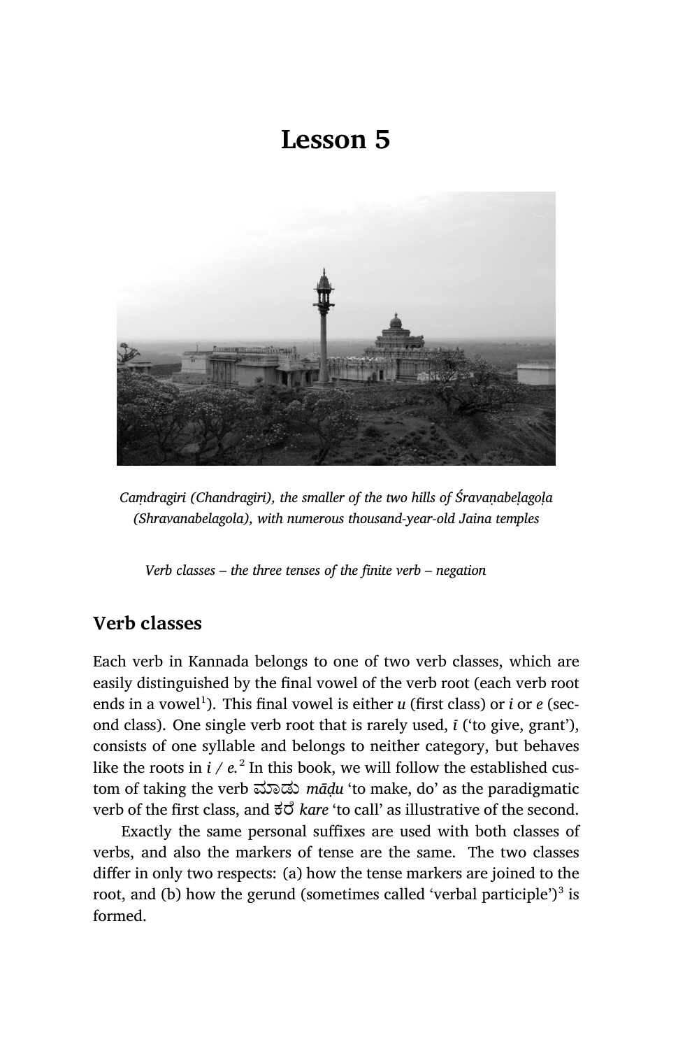# Lesson 5

*Caṃdragiri (Chandragiri), the smaller of the two hills of Śravaṇabeḷagoḷa (Shravanabelagola), with numerous thousand-year-old Jaina temples*

*Verb classes – the three tenses of the finite verb – negation*

## Verb classes

Each verb in Kannada belongs to one of two verb classes, which are easily distinguished by the final vowel of the verb root (each verb root ends in a vowel[1]). This final vowel is either *u* (first class) or *i* or *e* (second class). One single verb root that is rarely used, *ī* ('to give, grant'), consists of one syllable and belongs to neither category, but behaves like the roots in *i / e.*[2] In this book, we will follow the established custom of taking the verb ಮಾಡು *māḍu* 'to make, do' as the paradigmatic verb of the first class, and ಕರೆ *kare* 'to call' as illustrative of the second.

Exactly the same personal suffixes are used with both classes of verbs, and also the markers of tense are the same. The two classes differ in only two respects: (a) how the tense markers are joined to the root, and (b) how the gerund (sometimes called 'verbal participle')[3] is formed.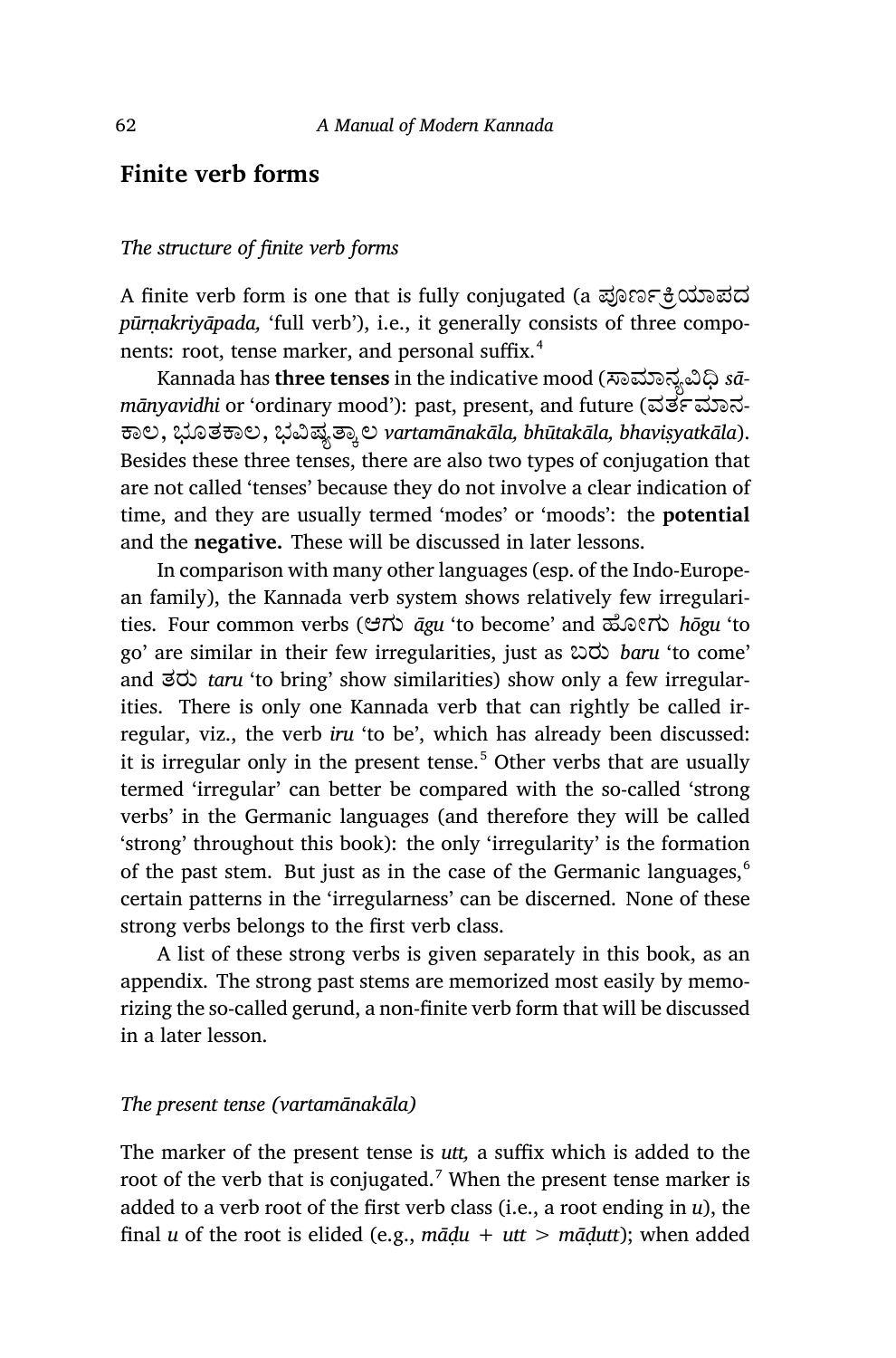## Finite verb forms

*The structure of finite verb forms*

A finite verb form is one that is fully conjugated (a ಪೂರ್ಣಕ್ರಿಯಾಪದ *pūrṇakriyāpada,* 'full verb'), i.e., it generally consists of three components: root, tense marker, and personal suffix.[4]

Kannada has **three tenses** in the indicative mood (ಸಾಮಾನ್ಯವಿಧಿ *sāmānyavidhi* or 'ordinary mood'): past, present, and future (ವರ್ತಮಾನಕಾಲ, ಭೂತಕಾಲ, ಭವಿಷ್ಯತ್ಕಾಲ *vartamānakāla, bhūtakāla, bhaviṣyatkāla*). Besides these three tenses, there are also two types of conjugation that are not called 'tenses' because they do not involve a clear indication of time, and they are usually termed 'modes' or 'moods': the **potential** and the **negative.** These will be discussed in later lessons.

In comparison with many other languages (esp. of the Indo-European family), the Kannada verb system shows relatively few irregularities. Four common verbs (ಆಗು *āgu* 'to become' and ಹೋಗು *hōgu* 'to go' are similar in their few irregularities, just as ಬರು *baru* 'to come' and ತರು *taru* 'to bring' show similarities) show only a few irregularities. There is only one Kannada verb that can rightly be called irregular, viz., the verb *iru* 'to be', which has already been discussed: it is irregular only in the present tense.[5] Other verbs that are usually termed 'irregular' can better be compared with the so-called 'strong verbs' in the Germanic languages (and therefore they will be called 'strong' throughout this book): the only 'irregularity' is the formation of the past stem. But just as in the case of the Germanic languages,[6] certain patterns in the 'irregularness' can be discerned. None of these strong verbs belongs to the first verb class.

A list of these strong verbs is given separately in this book, as an appendix. The strong past stems are memorized most easily by memorizing the so-called gerund, a non-finite verb form that will be discussed in a later lesson.

*The present tense (vartamānakāla)*

The marker of the present tense is *utt,* a suffix which is added to the root of the verb that is conjugated.[7] When the present tense marker is added to a verb root of the first verb class (i.e., a root ending in *u*), the final *u* of the root is elided (e.g., *māḍu* + *utt* > *māḍutt*); when added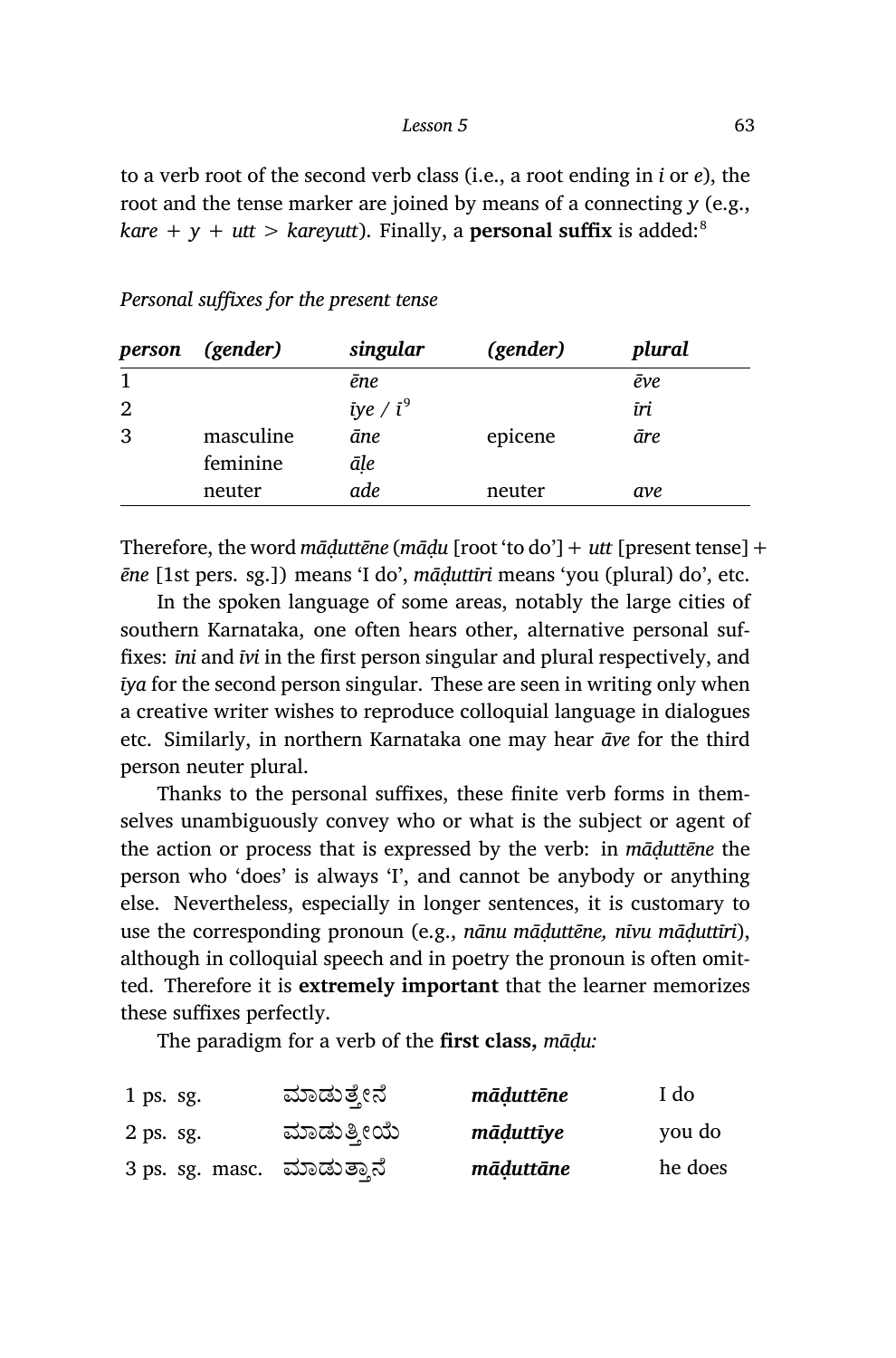to a verb root of the second verb class (i.e., a root ending in *i* or *e*), the root and the tense marker are joined by means of a connecting *y* (e.g., *kare* + *y* + *utt* > *kareyutt*). Finally, a **personal suffix** is added:[8]

*Personal suffixes for the present tense*

| *person* | *(gender)* | *singular* | *(gender)* | *plural* |
|---|---|---|---|---|
| 1 | | *ēne* | | *ēve* |
| 2 | | *īye* / *ī*[9] | | *īri* |
| 3 | masculine | *āne* | epicene | *āre* |
| | feminine | *āḷe* | | |
| | neuter | *ade* | neuter | *ave* |

Therefore, the word *māḍuttēne* (*māḍu* [root 'to do'] + *utt* [present tense] + *ēne* [1st pers. sg.]) means 'I do', *māḍuttīri* means 'you (plural) do', etc.

In the spoken language of some areas, notably the large cities of southern Karnataka, one often hears other, alternative personal suffixes: *īni* and *īvi* in the first person singular and plural respectively, and *īya* for the second person singular. These are seen in writing only when a creative writer wishes to reproduce colloquial language in dialogues etc. Similarly, in northern Karnataka one may hear *āve* for the third person neuter plural.

Thanks to the personal suffixes, these finite verb forms in themselves unambiguously convey who or what is the subject or agent of the action or process that is expressed by the verb: in *māḍuttēne* the person who 'does' is always 'I', and cannot be anybody or anything else. Nevertheless, especially in longer sentences, it is customary to use the corresponding pronoun (e.g., *nānu māḍuttēne, nīvu māḍuttīri*), although in colloquial speech and in poetry the pronoun is often omitted. Therefore it is **extremely important** that the learner memorizes these suffixes perfectly.

The paradigm for a verb of the **first class,** *māḍu:*

| | | | |
|---|---|---|---|
| 1 ps. sg. | ಮಾಡುತ್ತೇನೆ | ***māḍuttēne*** | I do |
| 2 ps. sg. | ಮಾಡುತ್ತೀಯೆ | ***māḍuttīye*** | you do |
| 3 ps. sg. masc. | ಮಾಡುತ್ತಾನೆ | ***māḍuttāne*** | he does |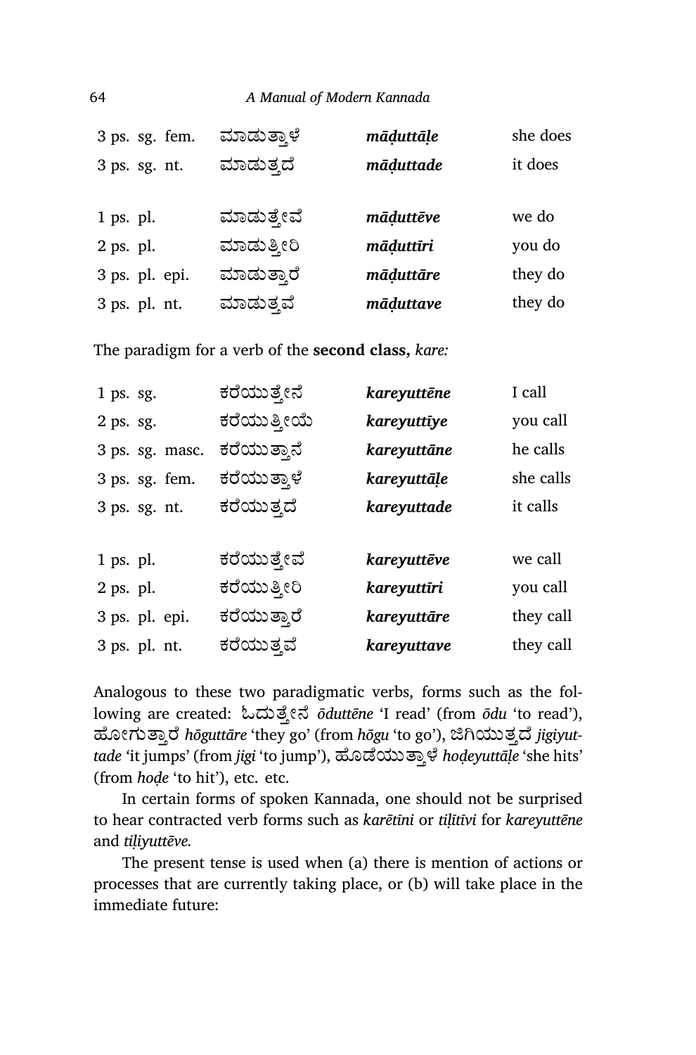| | | | |
|---|---|---|---|
| 3 ps. sg. fem. | ಮಾಡುತ್ತಾಳೆ | ***māḍuttāḷe*** | she does |
| 3 ps. sg. nt. | ಮಾಡುತ್ತದೆ | ***māḍuttade*** | it does |
| | | | |
| 1 ps. pl. | ಮಾಡುತ್ತೇವೆ | ***māḍuttēve*** | we do |
| 2 ps. pl. | ಮಾಡುತ್ತೀರಿ | ***māḍuttīri*** | you do |
| 3 ps. pl. epi. | ಮಾಡುತ್ತಾರೆ | ***māḍuttāre*** | they do |
| 3 ps. pl. nt. | ಮಾಡುತ್ತವೆ | ***māḍuttave*** | they do |

The paradigm for a verb of the **second class,** *kare:*

| | | | |
|---|---|---|---|
| 1 ps. sg. | ಕರೆಯುತ್ತೇನೆ | ***kareyuttēne*** | I call |
| 2 ps. sg. | ಕರೆಯುತ್ತೀಯೆ | ***kareyuttīye*** | you call |
| 3 ps. sg. masc. | ಕರೆಯುತ್ತಾನೆ | ***kareyuttāne*** | he calls |
| 3 ps. sg. fem. | ಕರೆಯುತ್ತಾಳೆ | ***kareyuttāḷe*** | she calls |
| 3 ps. sg. nt. | ಕರೆಯುತ್ತದೆ | ***kareyuttade*** | it calls |
| | | | |
| 1 ps. pl. | ಕರೆಯುತ್ತೇವೆ | ***kareyuttēve*** | we call |
| 2 ps. pl. | ಕರೆಯುತ್ತೀರಿ | ***kareyuttīri*** | you call |
| 3 ps. pl. epi. | ಕರೆಯುತ್ತಾರೆ | ***kareyuttāre*** | they call |
| 3 ps. pl. nt. | ಕರೆಯುತ್ತವೆ | ***kareyuttave*** | they call |

Analogous to these two paradigmatic verbs, forms such as the following are created: ಓದುತ್ತೇನೆ *ōduttēne* 'I read' (from *ōdu* 'to read'), ಹೋಗುತ್ತಾರೆ *hōguttāre* 'they go' (from *hōgu* 'to go'), ಜಿಗಿಯುತ್ತದೆ *jigiyuttade* 'it jumps' (from *jigi* 'to jump'), ಹೊಡೆಯುತ್ತಾಳೆ *hoḍeyuttāḷe* 'she hits' (from *hoḍe* 'to hit'), etc. etc.

In certain forms of spoken Kannada, one should not be surprised to hear contracted verb forms such as *karētīni* or *tiḷītīvi* for *kareyuttēne* and *tiḷiyuttēve.*

The present tense is used when (a) there is mention of actions or processes that are currently taking place, or (b) will take place in the immediate future: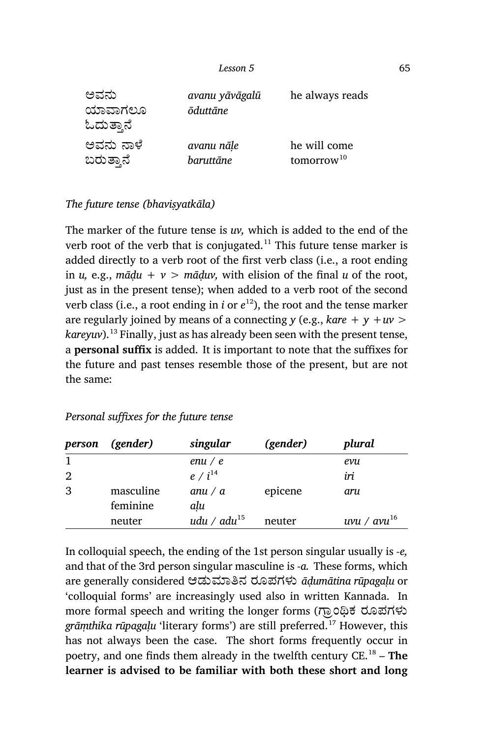| | | |
|---|---|---|
| ಅವನು ಯಾವಾಗಲೂ ಓದುತ್ತಾನೆ | *avanu yāvāgalū ōduttāne* | he always reads |
| ಅವನು ನಾಳೆ ಬರುತ್ತಾನೆ | *avanu nāḷe baruttāne* | he will come tomorrow[10] |

*The future tense (bhaviṣyatkāla)*

The marker of the future tense is *uv,* which is added to the end of the verb root of the verb that is conjugated.[11] This future tense marker is added directly to a verb root of the first verb class (i.e., a root ending in *u,* e.g., *māḍu + v > māḍuv,* with elision of the final *u* of the root, just as in the present tense); when added to a verb root of the second verb class (i.e., a root ending in *i* or *e*[12]), the root and the tense marker are regularly joined by means of a connecting *y* (e.g., *kare + y +uv > kareyuv*).[13] Finally, just as has already been seen with the present tense, a **personal suffix** is added. It is important to note that the suffixes for the future and past tenses resemble those of the present, but are not the same:

*Personal suffixes for the future tense*

| ***person*** | ***(gender)*** | ***singular*** | ***(gender)*** | ***plural*** |
|---|---|---|---|---|
| 1 | | *enu / e* | | *evu* |
| 2 | | *e / i*[14] | | *iri* |
| 3 | masculine | *anu / a* | epicene | *aru* |
| | feminine | *aḷu* | | |
| | neuter | *udu / adu*[15] | neuter | *uvu / avu*[16] |

In colloquial speech, the ending of the 1st person singular usually is *-e,* and that of the 3rd person singular masculine is *-a.* These forms, which are generally considered ಆಡುಮಾತಿನ ರೂಪಗಳು *āḍumātina rūpagaḷu* or 'colloquial forms' are increasingly used also in written Kannada. In more formal speech and writing the longer forms (ಗ್ರಾಂಥಿಕ ರೂಪಗಳು *grāṃthika rūpagaḷu* 'literary forms') are still preferred.[17] However, this has not always been the case. The short forms frequently occur in poetry, and one finds them already in the twelfth century CE.[18] – **The learner is advised to be familiar with both these short and long**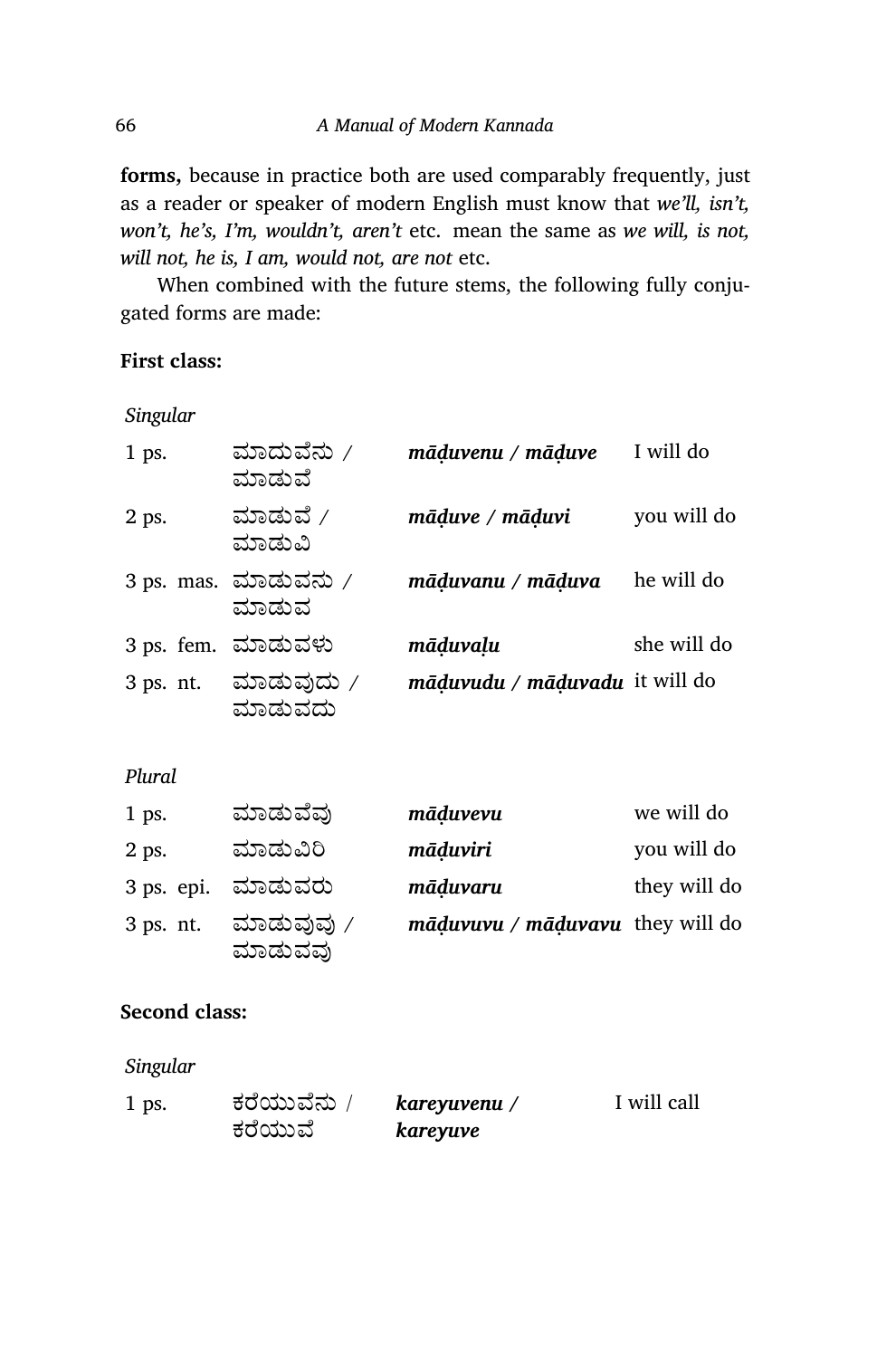**forms,** because in practice both are used comparably frequently, just as a reader or speaker of modern English must know that *we'll, isn't, won't, he's, I'm, wouldn't, aren't* etc. mean the same as *we will, is not, will not, he is, I am, would not, are not* etc.

When combined with the future stems, the following fully conjugated forms are made:

**First class:**

*Singular*

| | | | |
|---|---|---|---|
| 1 ps. | ಮಾದುವೆನು / ಮಾಡುವೆ | ***māḍuvenu / māḍuve*** | I will do |
| 2 ps. | ಮಾಡುವೆ / ಮಾಡುವಿ | ***māḍuve / māḍuvi*** | you will do |
| 3 ps. mas. | ಮಾಡುವನು / ಮಾಡುವ | ***māḍuvanu / māḍuva*** | he will do |
| 3 ps. fem. | ಮಾಡುವಳು | ***māḍuvaḷu*** | she will do |
| 3 ps. nt. | ಮಾಡುವುದು / ಮಾಡುವದು | ***māḍuvudu / māḍuvadu*** | it will do |

*Plural*

| | | | |
|---|---|---|---|
| 1 ps. | ಮಾಡುವೆವು | ***māḍuvevu*** | we will do |
| 2 ps. | ಮಾಡುವಿರಿ | ***māḍuviri*** | you will do |
| 3 ps. epi. | ಮಾಡುವರು | ***māḍuvaru*** | they will do |
| 3 ps. nt. | ಮಾಡುವುವು / ಮಾಡುವವು | ***māḍuvuvu / māḍuvavu*** | they will do |

**Second class:**

*Singular*

| | | | |
|---|---|---|---|
| 1 ps. | ಕರೆಯುವೆನು / ಕರೆಯುವೆ | ***kareyuvenu / kareyuve*** | I will call |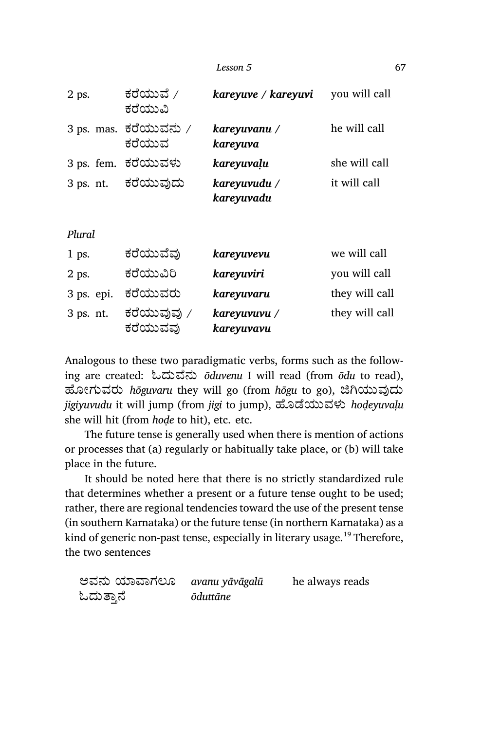| | | | |
|---|---|---|---|
| 2 ps. | ಕರೆಯುವೆ / ಕರೆಯುವಿ | ***kareyuve / kareyuvi*** | you will call |
| 3 ps. mas. | ಕರೆಯುವನು / ಕರೆಯುವ | ***kareyuvanu / kareyuva*** | he will call |
| 3 ps. fem. | ಕರೆಯುವಳು | ***kareyuvaḷu*** | she will call |
| 3 ps. nt. | ಕರೆಯುವುದು | ***kareyuvudu / kareyuvadu*** | it will call |

*Plural*

| | | | |
|---|---|---|---|
| 1 ps. | ಕರೆಯುವೆವು | ***kareyuvevu*** | we will call |
| 2 ps. | ಕರೆಯುವಿರಿ | ***kareyuviri*** | you will call |
| 3 ps. epi. | ಕರೆಯುವರು | ***kareyuvaru*** | they will call |
| 3 ps. nt. | ಕರೆಯುವುವು / ಕರೆಯುವವು | ***kareyuvuvu / kareyuvavu*** | they will call |

Analogous to these two paradigmatic verbs, forms such as the following are created: ಓದುವೆನು *ōduvenu* I will read (from *ōdu* to read), ಹೋಗುವರು *hōguvaru* they will go (from *hōgu* to go), ಜಿಗಿಯುವುದು *jigiyuvudu* it will jump (from *jigi* to jump), ಹೊಡೆಯುವಳು *hoḍeyuvaḷu* she will hit (from *hoḍe* to hit), etc. etc.

The future tense is generally used when there is mention of actions or processes that (a) regularly or habitually take place, or (b) will take place in the future.

It should be noted here that there is no strictly standardized rule that determines whether a present or a future tense ought to be used; rather, there are regional tendencies toward the use of the present tense (in southern Karnataka) or the future tense (in northern Karnataka) as a kind of generic non-past tense, especially in literary usage.[19] Therefore, the two sentences

| | | |
|---|---|---|
| ಅವನು ಯಾವಾಗಲೂ ಓದುತ್ತಾನೆ | *avanu yāvāgalū ōduttāne* | he always reads |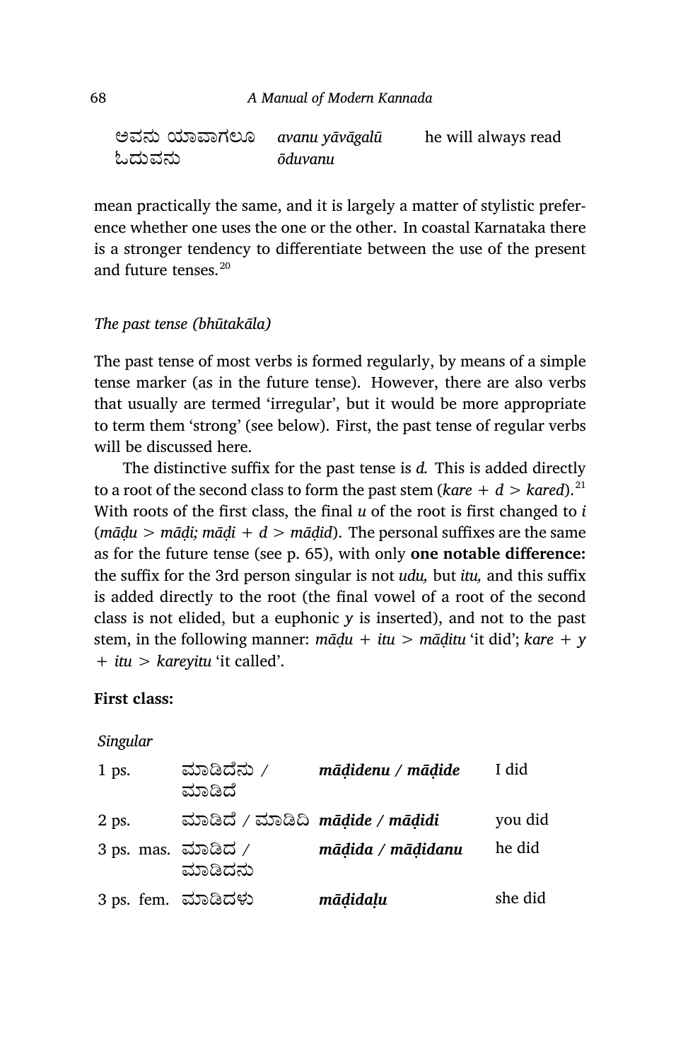| ಅವನು ಯಾವಾಗಲೂ ಓದುವನು | *avanu yāvāgalū ōduvanu* | he will always read |
|---|---|---|

mean practically the same, and it is largely a matter of stylistic preference whether one uses the one or the other. In coastal Karnataka there is a stronger tendency to differentiate between the use of the present and future tenses.[20]

### *The past tense (bhūtakāla)*

The past tense of most verbs is formed regularly, by means of a simple tense marker (as in the future tense). However, there are also verbs that usually are termed 'irregular', but it would be more appropriate to term them 'strong' (see below). First, the past tense of regular verbs will be discussed here.

The distinctive suffix for the past tense is *d.* This is added directly to a root of the second class to form the past stem (*kare + d > kared*).[21] With roots of the first class, the final *u* of the root is first changed to *i* (*māḍu > māḍi; māḍi + d > māḍid*). The personal suffixes are the same as for the future tense (see p. 65), with only **one notable difference:** the suffix for the 3rd person singular is not *udu,* but *itu,* and this suffix is added directly to the root (the final vowel of a root of the second class is not elided, but a euphonic *y* is inserted), and not to the past stem, in the following manner: *māḍu + itu > māḍitu* 'it did'; *kare + y + itu > kareyitu* 'it called'.

**First class:**

*Singular*

| | | | |
|---|---|---|---|
| 1 ps. | ಮಾಡಿದೆನು / ಮಾಡಿದೆ | ***māḍidenu / māḍide*** | I did |
| 2 ps. | ಮಾಡಿದೆ / ಮಾಡಿದಿ | ***māḍide / māḍidi*** | you did |
| 3 ps. mas. | ಮಾಡಿದ / ಮಾಡಿದನು | ***māḍida / māḍidanu*** | he did |
| 3 ps. fem. | ಮಾಡಿದಳು | ***māḍidaḷu*** | she did |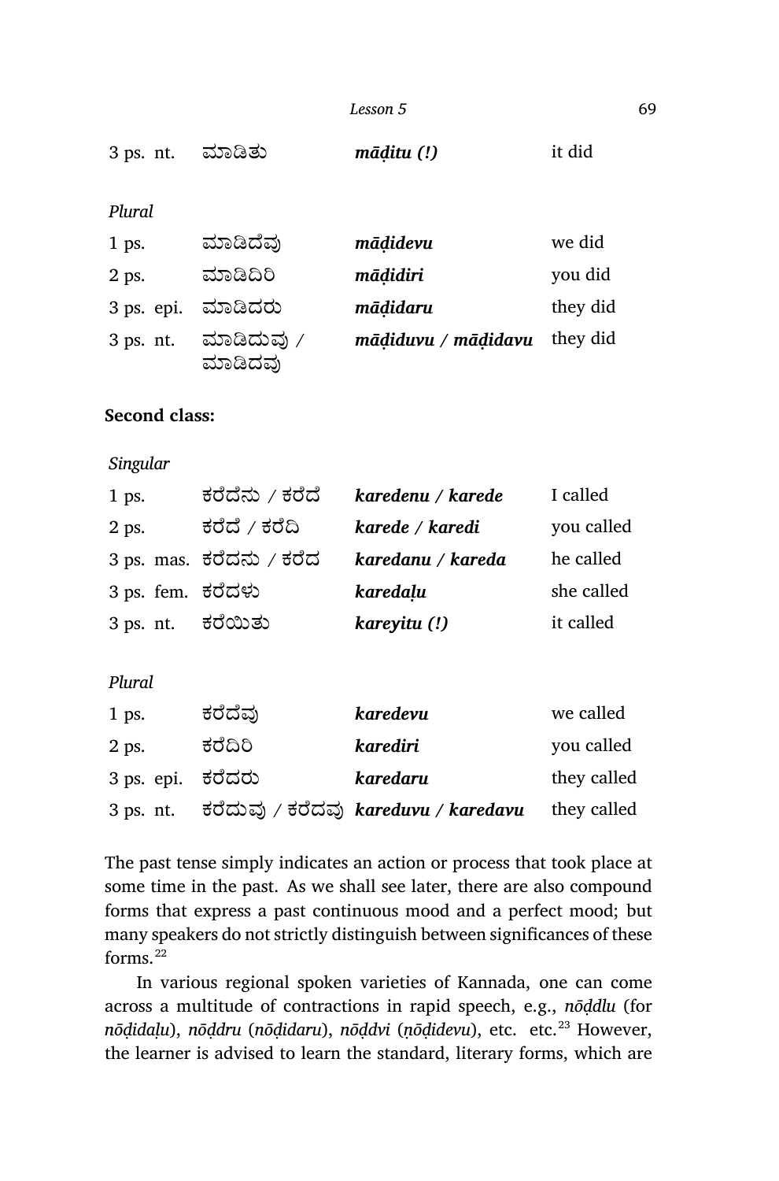| | | | |
|---|---|---|---|
| 3 ps. nt. | ಮಾಡಿತು | ***māḍitu (!)*** | it did |

*Plural*

| | | | |
|---|---|---|---|
| 1 ps. | ಮಾಡಿದೆವು | ***māḍidevu*** | we did |
| 2 ps. | ಮಾಡಿದಿರಿ | ***māḍidiri*** | you did |
| 3 ps. epi. | ಮಾಡಿದರು | ***māḍidaru*** | they did |
| 3 ps. nt. | ಮಾಡಿದುವು / ಮಾಡಿದವು | ***māḍiduvu / māḍidavu*** | they did |

**Second class:**

*Singular*

| | | | |
|---|---|---|---|
| 1 ps. | ಕರೆದೆನು / ಕರೆದೆ | ***karedenu / karede*** | I called |
| 2 ps. | ಕರೆದೆ / ಕರೆದಿ | ***karede / karedi*** | you called |
| 3 ps. mas. | ಕರೆದನು / ಕರೆದ | ***karedanu / kareda*** | he called |
| 3 ps. fem. | ಕರೆದಳು | ***karedaḷu*** | she called |
| 3 ps. nt. | ಕರೆಯಿತು | ***kareyitu (!)*** | it called |

*Plural*

| | | | |
|---|---|---|---|
| 1 ps. | ಕರೆದೆವು | ***karedevu*** | we called |
| 2 ps. | ಕರೆದಿರಿ | ***karediri*** | you called |
| 3 ps. epi. | ಕರೆದರು | ***karedaru*** | they called |
| 3 ps. nt. | ಕರೆದುವು / ಕರೆದವು | ***kareduvu / karedavu*** | they called |

The past tense simply indicates an action or process that took place at some time in the past. As we shall see later, there are also compound forms that express a past continuous mood and a perfect mood; but many speakers do not strictly distinguish between significances of these forms.[22]

In various regional spoken varieties of Kannada, one can come across a multitude of contractions in rapid speech, e.g., *nōḍdlu* (for *nōḍidaḷu*), *nōḍdru* (*nōḍidaru*), *nōḍdvi* (*ṇōḍidevu*), etc. etc.[23] However, the learner is advised to learn the standard, literary forms, which are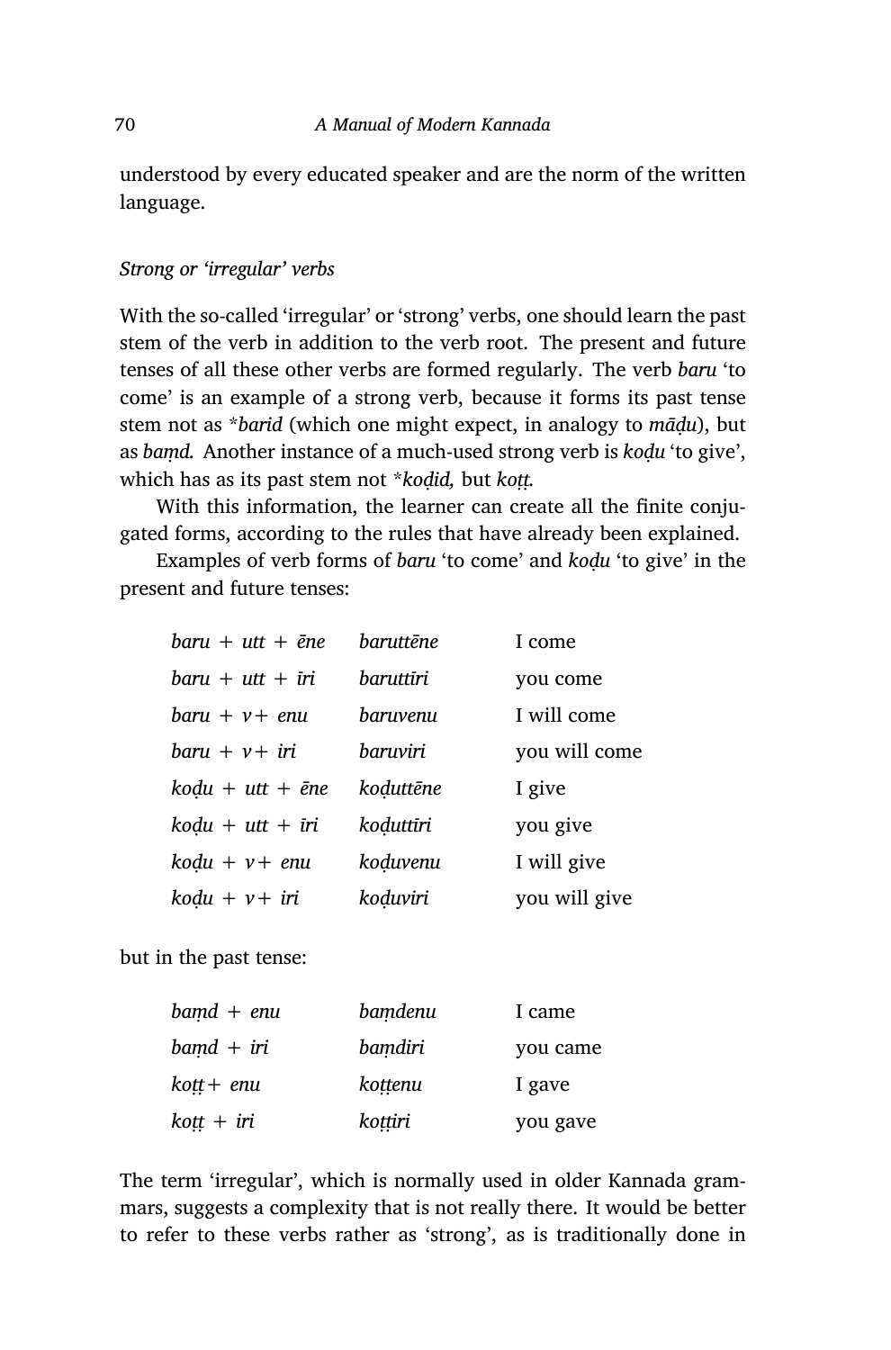understood by every educated speaker and are the norm of the written language.

*Strong or 'irregular' verbs*

With the so-called 'irregular' or 'strong' verbs, one should learn the past stem of the verb in addition to the verb root. The present and future tenses of all these other verbs are formed regularly. The verb *baru* 'to come' is an example of a strong verb, because it forms its past tense stem not as **barid* (which one might expect, in analogy to *māḍu*), but as *baṃd.* Another instance of a much-used strong verb is *koḍu* 'to give', which has as its past stem not **koḍid,* but *koṭṭ.*

With this information, the learner can create all the finite conjugated forms, according to the rules that have already been explained.

Examples of verb forms of *baru* 'to come' and *koḍu* 'to give' in the present and future tenses:

| | | |
|---|---|---|
| *baru + utt + ēne* | *baruttēne* | I come |
| *baru + utt + īri* | *baruttīri* | you come |
| *baru + v + enu* | *baruvenu* | I will come |
| *baru + v + iri* | *baruviri* | you will come |
| *koḍu + utt + ēne* | *koḍuttēne* | I give |
| *koḍu + utt + īri* | *koḍuttīri* | you give |
| *koḍu + v + enu* | *koḍuvenu* | I will give |
| *koḍu + v + iri* | *koḍuviri* | you will give |

but in the past tense:

| | | |
|---|---|---|
| *baṃd + enu* | *baṃdenu* | I came |
| *baṃd + iri* | *baṃdiri* | you came |
| *koṭṭ + enu* | *koṭṭenu* | I gave |
| *koṭṭ + iri* | *koṭṭiri* | you gave |

The term 'irregular', which is normally used in older Kannada grammars, suggests a complexity that is not really there. It would be better to refer to these verbs rather as 'strong', as is traditionally done in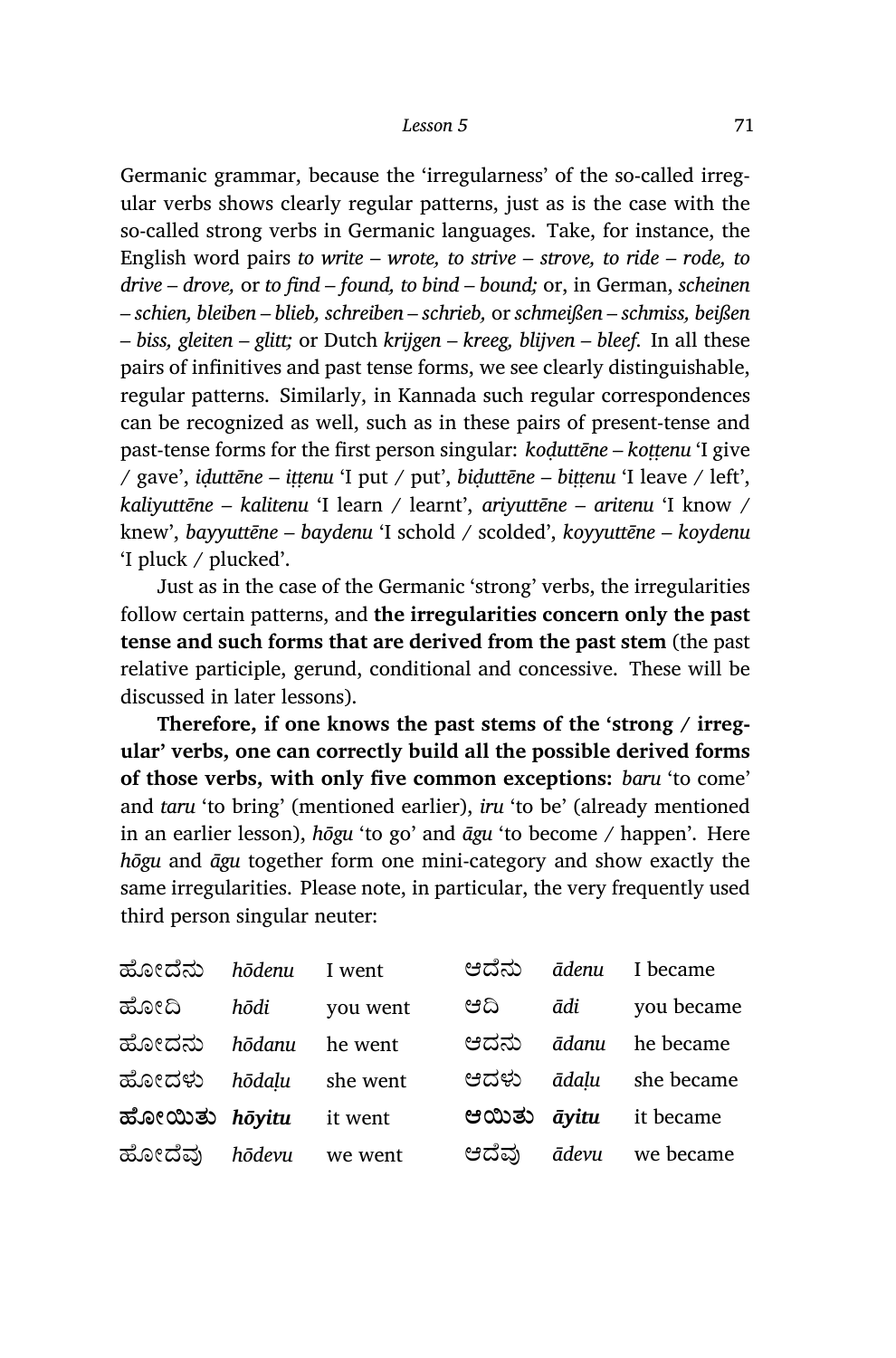Germanic grammar, because the 'irregularness' of the so-called irregular verbs shows clearly regular patterns, just as is the case with the so-called strong verbs in Germanic languages. Take, for instance, the English word pairs *to write – wrote, to strive – strove, to ride – rode, to drive – drove,* or *to find – found, to bind – bound;* or, in German, *scheinen – schien, bleiben – blieb, schreiben – schrieb,* or *schmeißen – schmiss, beißen – biss, gleiten – glitt;* or Dutch *krijgen – kreeg, blijven – bleef.* In all these pairs of infinitives and past tense forms, we see clearly distinguishable, regular patterns. Similarly, in Kannada such regular correspondences can be recognized as well, such as in these pairs of present-tense and past-tense forms for the first person singular: *koḍuttēne – koṭṭenu* 'I give / gave', *iḍuttēne – iṭṭenu* 'I put / put', *biḍuttēne – biṭṭenu* 'I leave / left', *kaliyuttēne – kalitenu* 'I learn / learnt', *ariyuttēne – aritenu* 'I know / knew', *bayyuttēne – baydenu* 'I schold / scolded', *koyyuttēne – koydenu* 'I pluck / plucked'.

Just as in the case of the Germanic 'strong' verbs, the irregularities follow certain patterns, and **the irregularities concern only the past tense and such forms that are derived from the past stem** (the past relative participle, gerund, conditional and concessive. These will be discussed in later lessons).

**Therefore, if one knows the past stems of the 'strong / irregular' verbs, one can correctly build all the possible derived forms of those verbs, with only five common exceptions:** *baru* 'to come' and *taru* 'to bring' (mentioned earlier), *iru* 'to be' (already mentioned in an earlier lesson), *hōgu* 'to go' and *āgu* 'to become / happen'. Here *hōgu* and *āgu* together form one mini-category and show exactly the same irregularities. Please note, in particular, the very frequently used third person singular neuter:

| | | | | | |
|---|---|---|---|---|---|
| ಹೋದೆನು | *hōdenu* | I went | ಆದೆನು | *ādenu* | I became |
| ಹೋದಿ | *hōdi* | you went | ಆದಿ | *ādi* | you became |
| ಹೋದನು | *hōdanu* | he went | ಆದನು | *ādanu* | he became |
| ಹೋದಳು | *hōdaḷu* | she went | ಆದಳು | *ādaḷu* | she became |
| **ಹೋಯಿತು** | ***hōyitu*** | it went | **ಆಯಿತು** | ***āyitu*** | it became |
| ಹೋದೆವು | *hōdevu* | we went | ಆದೆವು | *ādevu* | we became |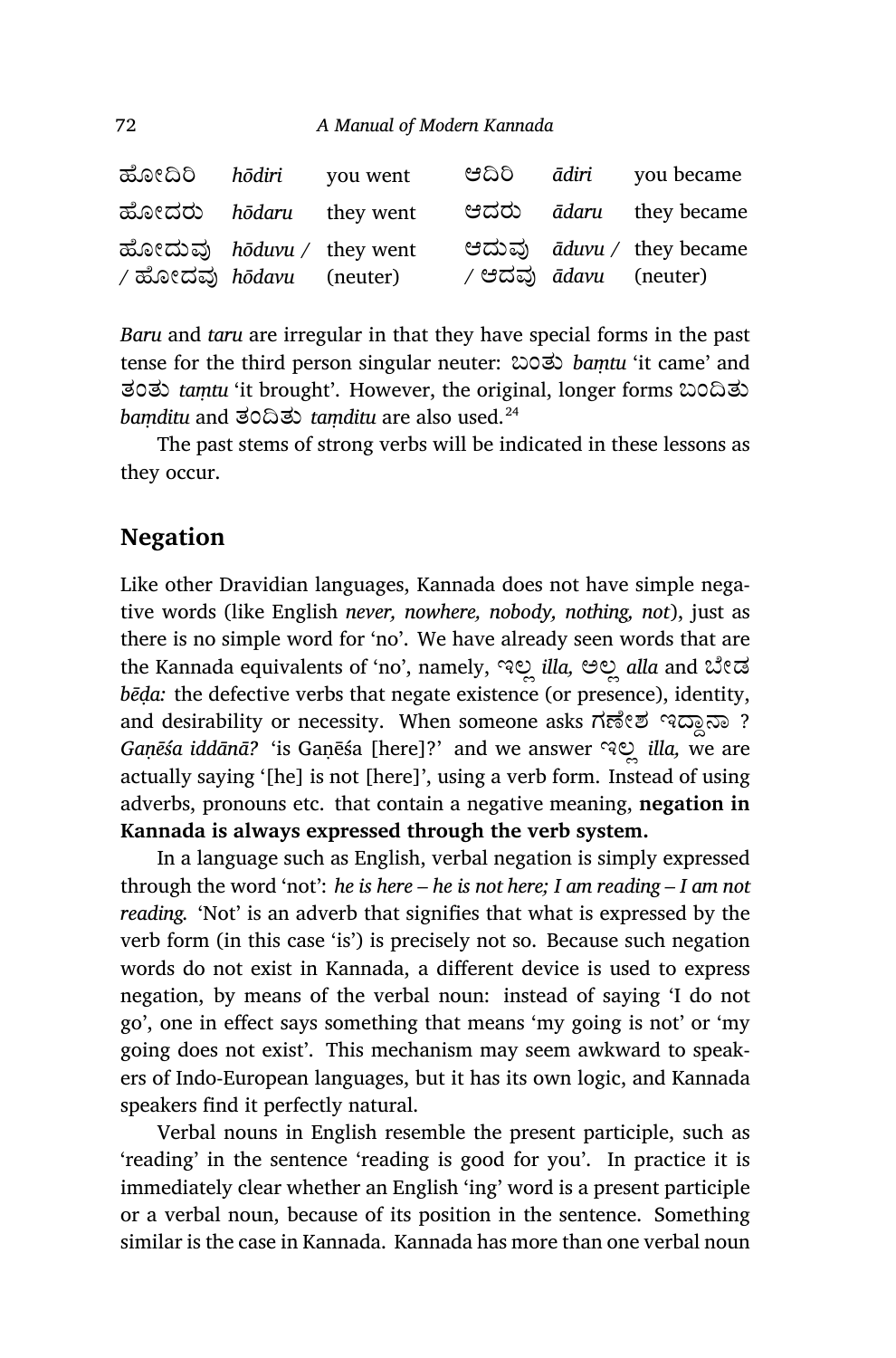| | | | | | |
|---|---|---|---|---|---|
| ಹೋದಿರಿ | *hōdiri* | you went | ಆದಿರಿ | *ādiri* | you became |
| ಹೋದರು | *hōdaru* | they went | ಆದರು | *ādaru* | they became |
| ಹೋದುವು / ಹೋದವು | *hōduvu* / *hōdavu* | they went (neuter) | ಆದುವು / ಆದವು | *āduvu* / *ādavu* | they became (neuter) |

*Baru* and *taru* are irregular in that they have special forms in the past tense for the third person singular neuter: ಬಂತು *baṃtu* 'it came' and ತಂತು *taṃtu* 'it brought'. However, the original, longer forms ಬಂದಿತು *baṃditu* and ತಂದಿತು *taṃditu* are also used.[24]

The past stems of strong verbs will be indicated in these lessons as they occur.

## Negation

Like other Dravidian languages, Kannada does not have simple negative words (like English *never, nowhere, nobody, nothing, not*), just as there is no simple word for 'no'. We have already seen words that are the Kannada equivalents of 'no', namely, ಇಲ್ಲ *illa,* ಅಲ್ಲ *alla* and ಬೇಡ *bēḍa:* the defective verbs that negate existence (or presence), identity, and desirability or necessity. When someone asks ಗಣೇಶ ಇದ್ದಾನಾ ? *Gaṇēśa iddānā?* 'is Gaṇēśa [here]?' and we answer ಇಲ್ಲ *illa,* we are actually saying '[he] is not [here]', using a verb form. Instead of using adverbs, pronouns etc. that contain a negative meaning, **negation in Kannada is always expressed through the verb system.**

In a language such as English, verbal negation is simply expressed through the word 'not': *he is here – he is not here; I am reading – I am not reading.* 'Not' is an adverb that signifies that what is expressed by the verb form (in this case 'is') is precisely not so. Because such negation words do not exist in Kannada, a different device is used to express negation, by means of the verbal noun: instead of saying 'I do not go', one in effect says something that means 'my going is not' or 'my going does not exist'. This mechanism may seem awkward to speakers of Indo-European languages, but it has its own logic, and Kannada speakers find it perfectly natural.

Verbal nouns in English resemble the present participle, such as 'reading' in the sentence 'reading is good for you'. In practice it is immediately clear whether an English 'ing' word is a present participle or a verbal noun, because of its position in the sentence. Something similar is the case in Kannada. Kannada has more than one verbal noun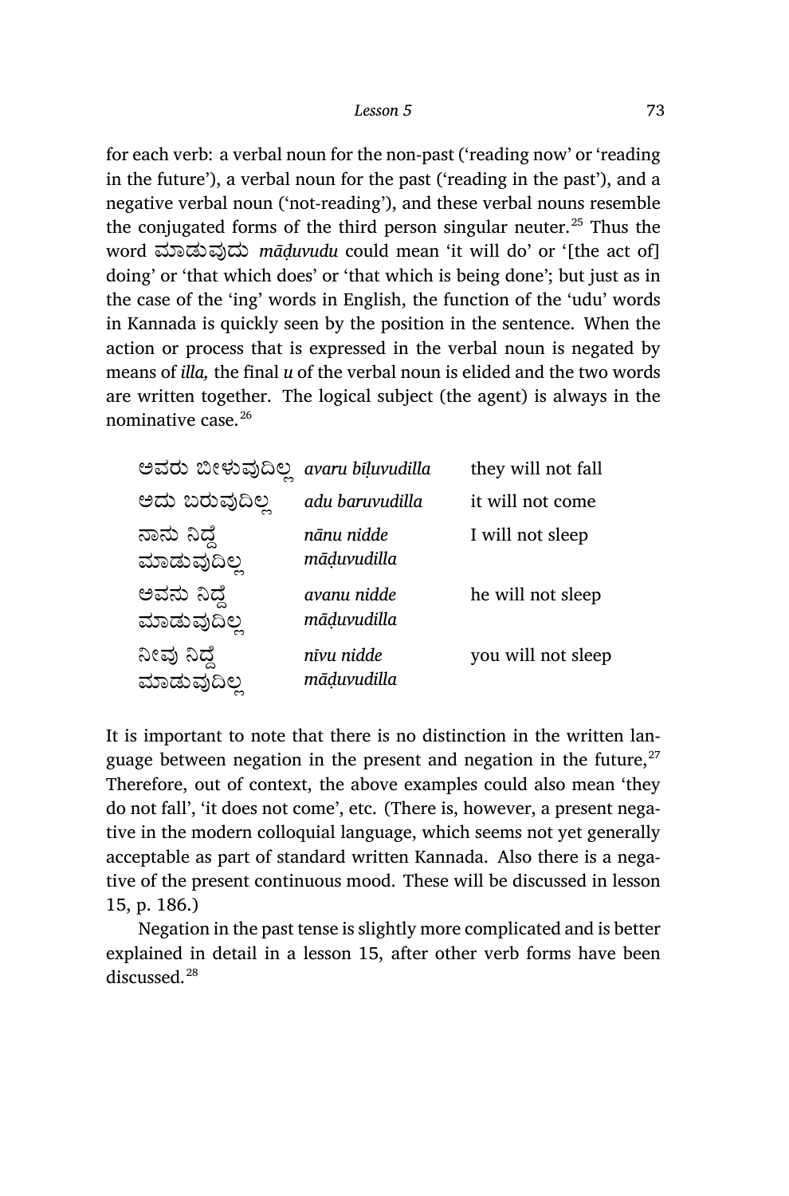for each verb: a verbal noun for the non-past ('reading now' or 'reading in the future'), a verbal noun for the past ('reading in the past'), and a negative verbal noun ('not-reading'), and these verbal nouns resemble the conjugated forms of the third person singular neuter.[25] Thus the word ಮಾಡುವುದು *māḍuvudu* could mean 'it will do' or '[the act of] doing' or 'that which does' or 'that which is being done'; but just as in the case of the 'ing' words in English, the function of the 'udu' words in Kannada is quickly seen by the position in the sentence. When the action or process that is expressed in the verbal noun is negated by means of *illa,* the final *u* of the verbal noun is elided and the two words are written together. The logical subject (the agent) is always in the nominative case.[26]

| | | |
|---|---|---|
| ಅವರು ಬೀಳುವುದಿಲ್ಲ | *avaru bīḷuvudilla* | they will not fall |
| ಅದು ಬರುವುದಿಲ್ಲ | *adu baruvudilla* | it will not come |
| ನಾನು ನಿದ್ದೆ ಮಾಡುವುದಿಲ್ಲ | *nānu nidde māḍuvudilla* | I will not sleep |
| ಅವನು ನಿದ್ದೆ ಮಾಡುವುದಿಲ್ಲ | *avanu nidde māḍuvudilla* | he will not sleep |
| ನೀವು ನಿದ್ದೆ ಮಾಡುವುದಿಲ್ಲ | *nīvu nidde māḍuvudilla* | you will not sleep |

It is important to note that there is no distinction in the written language between negation in the present and negation in the future,[27] Therefore, out of context, the above examples could also mean 'they do not fall', 'it does not come', etc. (There is, however, a present negative in the modern colloquial language, which seems not yet generally acceptable as part of standard written Kannada. Also there is a negative of the present continuous mood. These will be discussed in lesson 15, p. 186.)

Negation in the past tense is slightly more complicated and is better explained in detail in a lesson 15, after other verb forms have been discussed.[28]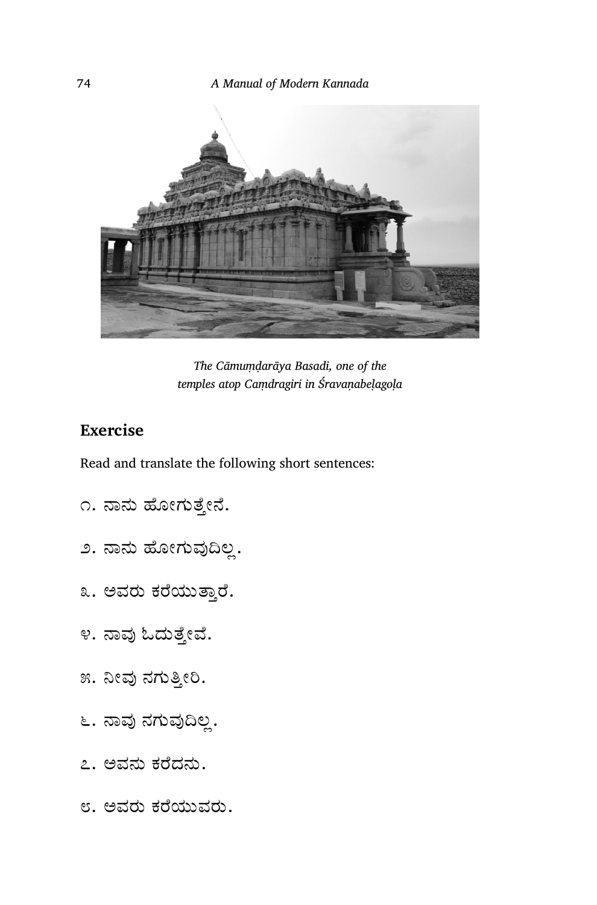*The Cāmuṃḍarāya Basadi, one of the temples atop Caṃdragiri in Śravaṇabeḷagoḷa*

## Exercise

Read and translate the following short sentences:

೧. ನಾನು ಹೋಗುತ್ತೇನೆ.

೨. ನಾನು ಹೋಗುವುದಿಲ್ಲ.

೩. ಅವರು ಕರೆಯುತ್ತಾರೆ.

೪. ನಾವು ಓದುತ್ತೇವೆ.

೫. ನೀವು ನಗುತ್ತೀರಿ.

೬. ನಾವು ನಗುವುದಿಲ್ಲ.

೭. ಅವನು ಕರೆದನು.

೮. ಅವರು ಕರೆಯುವರು.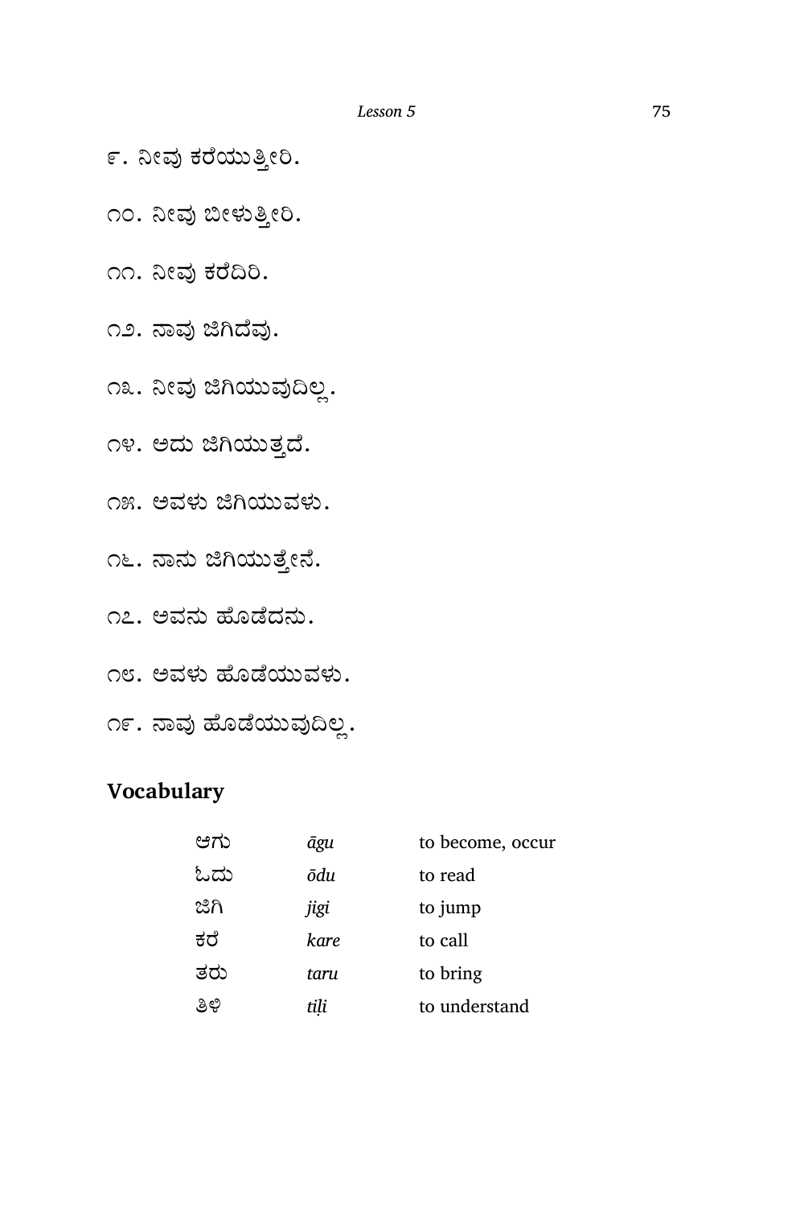೯. ನೀವು ಕರೆಯುತ್ತೀರಿ.

೧೦. ನೀವು ಬೀಳುತ್ತೀರಿ.

೧೧. ನೀವು ಕರೆದಿರಿ.

೧೨. ನಾವು ಜಿಗಿದೆವು.

೧೩. ನೀವು ಜಿಗಿಯುವುದಿಲ್ಲ.

೧೪. ಅದು ಜಿಗಿಯುತ್ತದೆ.

೧೫. ಅವಳು ಜಿಗಿಯುವಳು.

೧೬. ನಾನು ಜಿಗಿಯುತ್ತೇನೆ.

೧೭. ಅವನು ಹೊಡೆದನು.

೧೮. ಅವಳು ಹೊಡೆಯುವಳು.

೧೯. ನಾವು ಹೊಡೆಯುವುದಿಲ್ಲ.

## Vocabulary

| | | |
|---|---|---|
| ಆಗು | *āgu* | to become, occur |
| ಓದು | *ōdu* | to read |
| ಜಿಗಿ | *jigi* | to jump |
| ಕರೆ | *kare* | to call |
| ತರು | *taru* | to bring |
| ತಿಳಿ | *tiḷi* | to understand |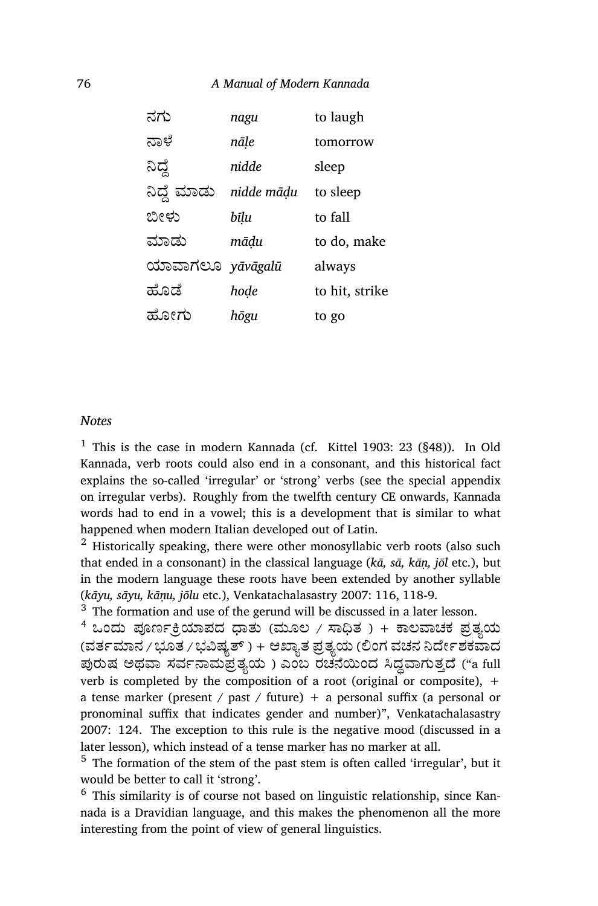| | | |
|---|---|---|
| ನಗು | *nagu* | to laugh |
| ನಾಳೆ | *nāḷe* | tomorrow |
| ನಿದ್ದೆ | *nidde* | sleep |
| ನಿದ್ದೆ ಮಾಡು | *nidde māḍu* | to sleep |
| ಬೀಳು | *bīḷu* | to fall |
| ಮಾಡು | *māḍu* | to do, make |
| ಯಾವಾಗಲೂ | *yāvāgalū* | always |
| ಹೊಡೆ | *hoḍe* | to hit, strike |
| ಹೋಗು | *hōgu* | to go |

## *Notes*

[1] This is the case in modern Kannada (cf. Kittel 1903: 23 (§48)). In Old Kannada, verb roots could also end in a consonant, and this historical fact explains the so-called 'irregular' or 'strong' verbs (see the special appendix on irregular verbs). Roughly from the twelfth century CE onwards, Kannada words had to end in a vowel; this is a development that is similar to what happened when modern Italian developed out of Latin.

[2] Historically speaking, there were other monosyllabic verb roots (also such that ended in a consonant) in the classical language (*kā, sā, kāṇ, jōl* etc.), but in the modern language these roots have been extended by another syllable (*kāyu, sāyu, kāṇu, jōlu* etc.), Venkatachalasastry 2007: 116, 118-9.

[3] The formation and use of the gerund will be discussed in a later lesson.

[4] ಒಂದು ಪೂರ್ಣಕ್ರಿಯಾಪದ ಧಾತು (ಮೂಲ / ಸಾಧಿತ ) + ಕಾಲವಾಚಕ ಪ್ರತ್ಯಯ (ವರ್ತಮಾನ / ಭೂತ / ಭವಿಷ್ಯತ್ ) + ಆಖ್ಯಾತ ಪ್ರತ್ಯಯ (ಲಿಂಗ ವಚನ ನಿರ್ದೇಶಕವಾದ ಪುರುಷ ಅಥವಾ ಸರ್ವನಾಮಪ್ರತ್ಯಯ ) ಎಂಬ ರಚನೆಯಿಂದ ಸಿದ್ಧವಾಗುತ್ತದೆ ("a full verb is completed by the composition of a root (original or composite), + a tense marker (present / past / future) + a personal suffix (a personal or pronominal suffix that indicates gender and number)", Venkatachalasastry 2007: 124. The exception to this rule is the negative mood (discussed in a later lesson), which instead of a tense marker has no marker at all.

[5] The formation of the stem of the past stem is often called 'irregular', but it would be better to call it 'strong'.

[6] This similarity is of course not based on linguistic relationship, since Kannada is a Dravidian language, and this makes the phenomenon all the more interesting from the point of view of general linguistics.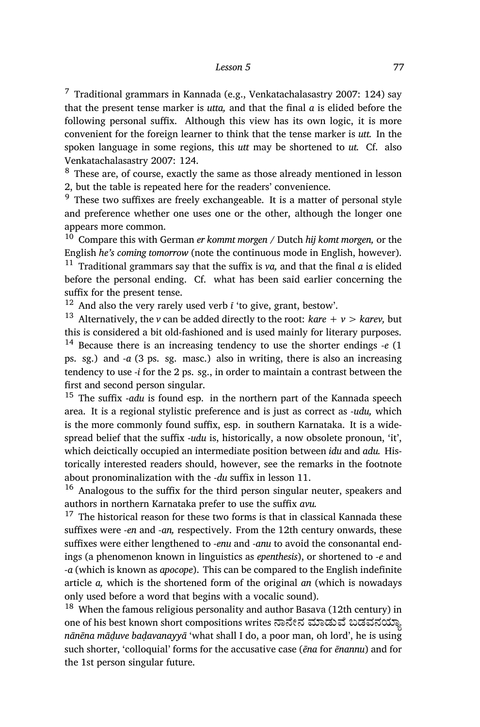[7] Traditional grammars in Kannada (e.g., Venkatachalasastry 2007: 124) say that the present tense marker is *utta,* and that the final *a* is elided before the following personal suffix. Although this view has its own logic, it is more convenient for the foreign learner to think that the tense marker is *utt.* In the spoken language in some regions, this *utt* may be shortened to *ut.* Cf. also Venkatachalasastry 2007: 124.

[8] These are, of course, exactly the same as those already mentioned in lesson 2, but the table is repeated here for the readers' convenience.

[9] These two suffixes are freely exchangeable. It is a matter of personal style and preference whether one uses one or the other, although the longer one appears more common.

[10] Compare this with German *er kommt morgen* / Dutch *hij komt morgen,* or the English *he's coming tomorrow* (note the continuous mode in English, however).

[11] Traditional grammars say that the suffix is *va,* and that the final *a* is elided before the personal ending. Cf. what has been said earlier concerning the suffix for the present tense.

[12] And also the very rarely used verb *ī* 'to give, grant, bestow'.

[13] Alternatively, the *v* can be added directly to the root: *kare* + *v* > *karev,* but this is considered a bit old-fashioned and is used mainly for literary purposes.

[14] Because there is an increasing tendency to use the shorter endings *-e* (1 ps. sg.) and *-a* (3 ps. sg. masc.) also in writing, there is also an increasing tendency to use *-i* for the 2 ps. sg., in order to maintain a contrast between the first and second person singular.

[15] The suffix *-adu* is found esp. in the northern part of the Kannada speech area. It is a regional stylistic preference and is just as correct as *-udu,* which is the more commonly found suffix, esp. in southern Karnataka. It is a widespread belief that the suffix *-udu* is, historically, a now obsolete pronoun, 'it', which deictically occupied an intermediate position between *idu* and *adu.* Historically interested readers should, however, see the remarks in the footnote about pronominalization with the *-du* suffix in lesson 11.

[16] Analogous to the suffix for the third person singular neuter, speakers and authors in northern Karnataka prefer to use the suffix *avu.*

[17] The historical reason for these two forms is that in classical Kannada these suffixes were *-en* and *-an,* respectively. From the 12th century onwards, these suffixes were either lengthened to *-enu* and *-anu* to avoid the consonantal endings (a phenomenon known in linguistics as *epenthesis*), or shortened to *-e* and *-a* (which is known as *apocope*). This can be compared to the English indefinite article *a,* which is the shortened form of the original *an* (which is nowadays only used before a word that begins with a vocalic sound).

[18] When the famous religious personality and author Basava (12th century) in one of his best known short compositions writes ನಾನೇನ ಮಾಡುವೆ ಬಡವನಯ್ಯಾ *nānēna māḍuve baḍavanayyā* 'what shall I do, a poor man, oh lord', he is using such shorter, 'colloquial' forms for the accusative case (*ēna* for *ēnannu*) and for the 1st person singular future.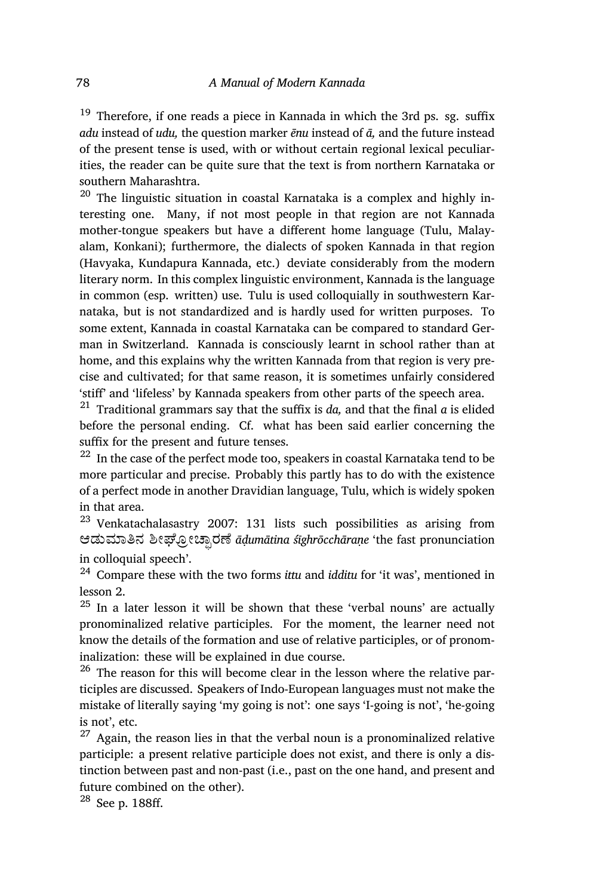[19] Therefore, if one reads a piece in Kannada in which the 3rd ps. sg. suffix *adu* instead of *udu,* the question marker *ēnu* instead of *ā,* and the future instead of the present tense is used, with or without certain regional lexical peculiarities, the reader can be quite sure that the text is from northern Karnataka or southern Maharashtra.

[20] The linguistic situation in coastal Karnataka is a complex and highly interesting one. Many, if not most people in that region are not Kannada mother-tongue speakers but have a different home language (Tulu, Malayalam, Konkani); furthermore, the dialects of spoken Kannada in that region (Havyaka, Kundapura Kannada, etc.) deviate considerably from the modern literary norm. In this complex linguistic environment, Kannada is the language in common (esp. written) use. Tulu is used colloquially in southwestern Karnataka, but is not standardized and is hardly used for written purposes. To some extent, Kannada in coastal Karnataka can be compared to standard German in Switzerland. Kannada is consciously learnt in school rather than at home, and this explains why the written Kannada from that region is very precise and cultivated; for that same reason, it is sometimes unfairly considered 'stiff' and 'lifeless' by Kannada speakers from other parts of the speech area.

[21] Traditional grammars say that the suffix is *da,* and that the final *a* is elided before the personal ending. Cf. what has been said earlier concerning the suffix for the present and future tenses.

[22] In the case of the perfect mode too, speakers in coastal Karnataka tend to be more particular and precise. Probably this partly has to do with the existence of a perfect mode in another Dravidian language, Tulu, which is widely spoken in that area.

[23] Venkatachalasastry 2007: 131 lists such possibilities as arising from ಆಡುಮಾತಿನ ಶೀಘ್ರೋಚ್ಚಾರಣೆ *āḍumātina śīghrōccāraṇe* 'the fast pronunciation in colloquial speech'.

[24] Compare these with the two forms *ittu* and *idditu* for 'it was', mentioned in lesson 2.

[25] In a later lesson it will be shown that these 'verbal nouns' are actually pronominalized relative participles. For the moment, the learner need not know the details of the formation and use of relative participles, or of pronominalization: these will be explained in due course.

[26] The reason for this will become clear in the lesson where the relative participles are discussed. Speakers of Indo-European languages must not make the mistake of literally saying 'my going is not': one says 'I-going is not', 'he-going is not', etc.

[27] Again, the reason lies in that the verbal noun is a pronominalized relative participle: a present relative participle does not exist, and there is only a distinction between past and non-past (i.e., past on the one hand, and present and future combined on the other).

[28] See p. 188ff.